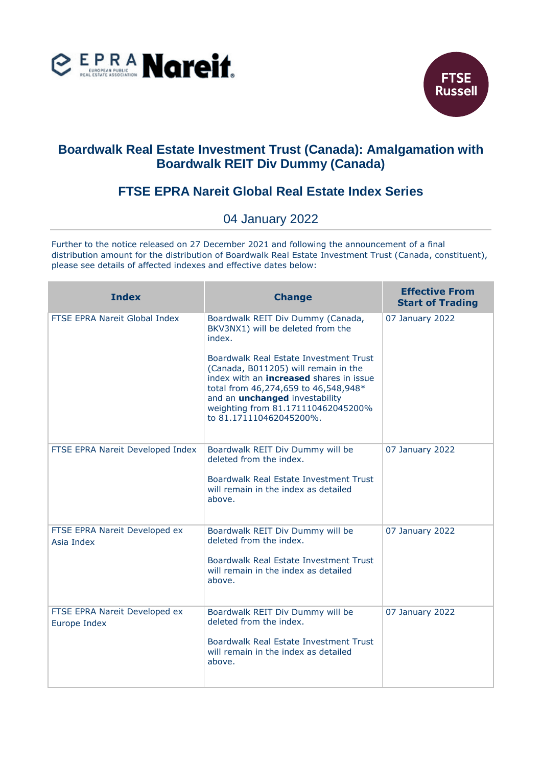# Boardwalk Real Estate Investment Trust (Canada): Amalgamation with Boardwalk REIT Div Dummy (Canada)

## FTSE EPRA Nareit Global Real Estate Index Series

04 January 2022

Further to the notice released on 27 December 2021 and following the announcement of a final distribution amount for the distribution of Boardwalk Real Estate Investment Trust (Canada, constituent), please see details of affected indexes and effective dates below:

| Index | Change | Effective From Start of Trading |
|---|---|---|
| FTSE EPRA Nareit Global Index | Boardwalk REIT Div Dummy (Canada, BKV3NX1) will be deleted from the index.<br><br>Boardwalk Real Estate Investment Trust (Canada, B011205) will remain in the index with an **increased** shares in issue total from 46,274,659 to 46,548,948* and an **unchanged** investability weighting from 81.171110462045200% to 81.171110462045200%. | 07 January 2022 |
| FTSE EPRA Nareit Developed Index | Boardwalk REIT Div Dummy will be deleted from the index.<br><br>Boardwalk Real Estate Investment Trust will remain in the index as detailed above. | 07 January 2022 |
| FTSE EPRA Nareit Developed ex Asia Index | Boardwalk REIT Div Dummy will be deleted from the index.<br><br>Boardwalk Real Estate Investment Trust will remain in the index as detailed above. | 07 January 2022 |
| FTSE EPRA Nareit Developed ex Europe Index | Boardwalk REIT Div Dummy will be deleted from the index.<br><br>Boardwalk Real Estate Investment Trust will remain in the index as detailed above. | 07 January 2022 |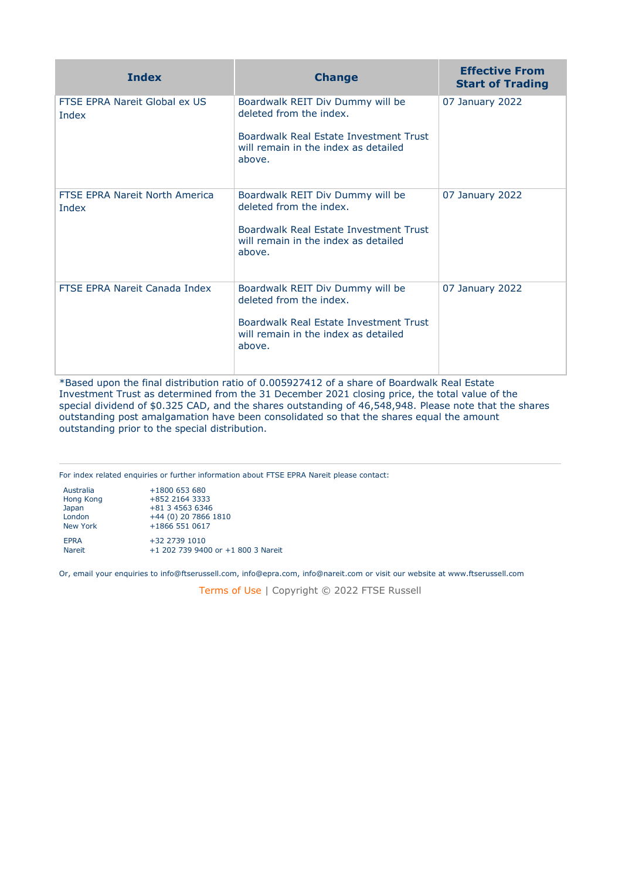| Index | Change | Effective From Start of Trading |
|---|---|---|
| FTSE EPRA Nareit Global ex US Index | Boardwalk REIT Div Dummy will be deleted from the index.<br><br>Boardwalk Real Estate Investment Trust will remain in the index as detailed above. | 07 January 2022 |
| FTSE EPRA Nareit North America Index | Boardwalk REIT Div Dummy will be deleted from the index.<br><br>Boardwalk Real Estate Investment Trust will remain in the index as detailed above. | 07 January 2022 |
| FTSE EPRA Nareit Canada Index | Boardwalk REIT Div Dummy will be deleted from the index.<br><br>Boardwalk Real Estate Investment Trust will remain in the index as detailed above. | 07 January 2022 |

*Based upon the final distribution ratio of 0.005927412 of a share of Boardwalk Real Estate Investment Trust as determined from the 31 December 2021 closing price, the total value of the special dividend of $0.325 CAD, and the shares outstanding of 46,548,948. Please note that the shares outstanding post amalgamation have been consolidated so that the shares equal the amount outstanding prior to the special distribution.

---

For index related enquiries or further information about FTSE EPRA Nareit please contact:

| | |
|---|---|
| Australia | +1800 653 680 |
| Hong Kong | +852 2164 3333 |
| Japan | +81 3 4563 6346 |
| London | +44 (0) 20 7866 1810 |
| New York | +1866 551 0617 |
| EPRA | +32 2739 1010 |
| Nareit | +1 202 739 9400 or +1 800 3 Nareit |

Or, email your enquiries to info@ftserussell.com, info@epra.com, info@nareit.com or visit our website at www.ftserussell.com

Terms of Use | Copyright © 2022 FTSE Russell